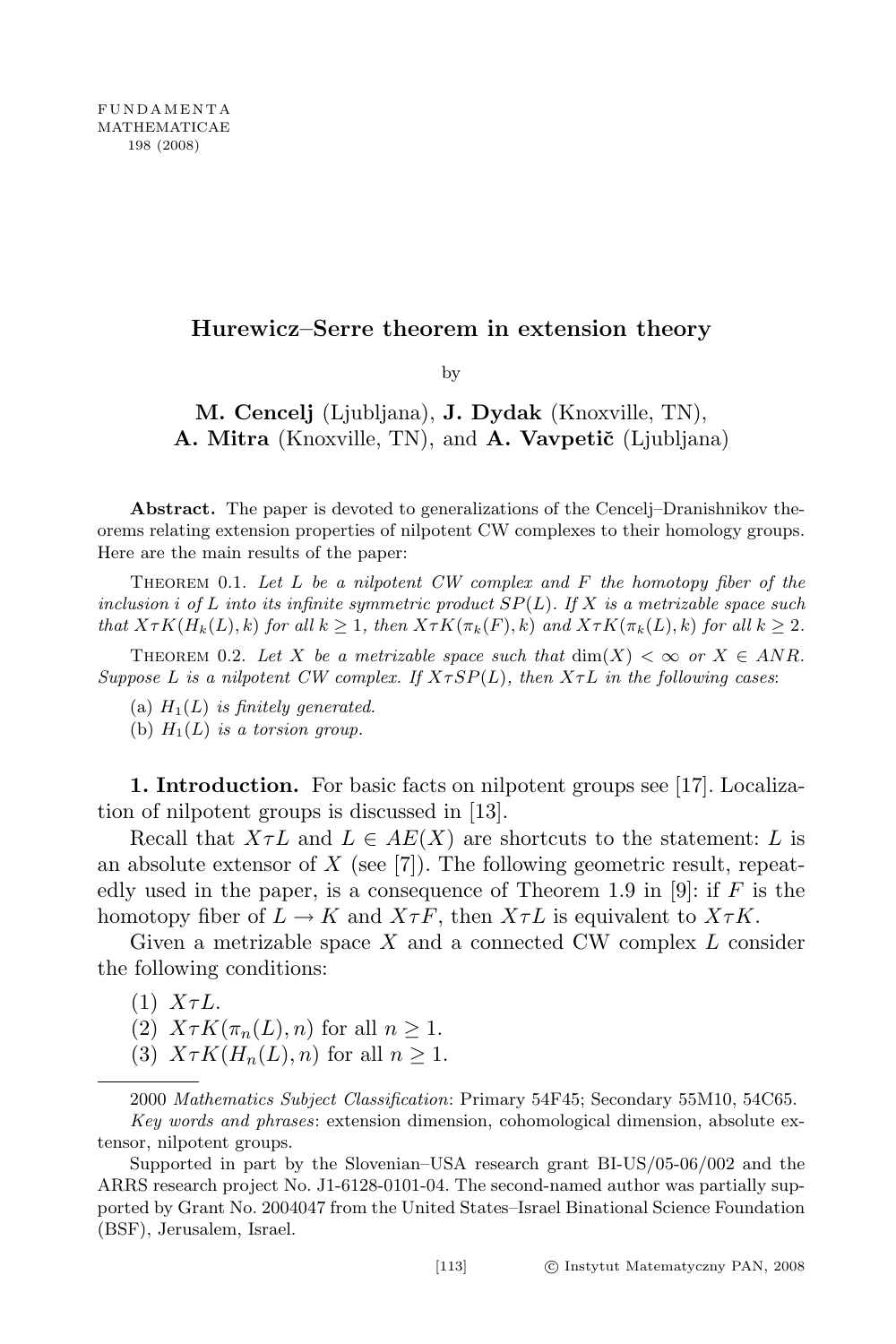FUNDAMENTA MATHEMATICAE 198 (2008)

# Hurewicz–Serre theorem in extension theory

by

**M. Cencelj** (Ljubljana), **J. Dydak** (Knoxville, TN), **A. Mitra** (Knoxville, TN), and **A. Vavpetič** (Ljubljana)

**Abstract.** The paper is devoted to generalizations of the Cencelj–Dranishnikov theorems relating extension properties of nilpotent CW complexes to their homology groups. Here are the main results of the paper:

Theorem 0.1. *Let $L$ be a nilpotent CW complex and $F$ the homotopy fiber of the inclusion $i$ of $L$ into its infinite symmetric product $SP(L)$. If $X$ is a metrizable space such that $X\tau K(H_k(L),k)$ for all $k \geq 1$, then $X\tau K(\pi_k(F),k)$ and $X\tau K(\pi_k(L),k)$ for all $k \geq 2$.*

Theorem 0.2. *Let $X$ be a metrizable space such that $\dim(X) < \infty$ or $X \in ANR$. Suppose $L$ is a nilpotent CW complex. If $X\tau SP(L)$, then $X\tau L$ in the following cases*:

(a) *$H_1(L)$ is finitely generated.*

(b) *$H_1(L)$ is a torsion group.*

**1. Introduction.** For basic facts on nilpotent groups see [17]. Localization of nilpotent groups is discussed in [13].

Recall that $X\tau L$ and $L \in AE(X)$ are shortcuts to the statement: $L$ is an absolute extensor of $X$ (see [7]). The following geometric result, repeatedly used in the paper, is a consequence of Theorem 1.9 in [9]: if $F$ is the homotopy fiber of $L \to K$ and $X\tau F$, then $X\tau L$ is equivalent to $X\tau K$.

Given a metrizable space $X$ and a connected CW complex $L$ consider the following conditions:

(1) $X\tau L$.

(2) $X\tau K(\pi_n(L),n)$ for all $n \geq 1$.

(3) $X\tau K(H_n(L),n)$ for all $n \geq 1$.

---

2000 *Mathematics Subject Classification*: Primary 54F45; Secondary 55M10, 54C65.

*Key words and phrases*: extension dimension, cohomological dimension, absolute extensor, nilpotent groups.

Supported in part by the Slovenian–USA research grant BI-US/05-06/002 and the ARRS research project No. J1-6128-0101-04. The second-named author was partially supported by Grant No. 2004047 from the United States–Israel Binational Science Foundation (BSF), Jerusalem, Israel.

© Instytut Matematyczny PAN, 2008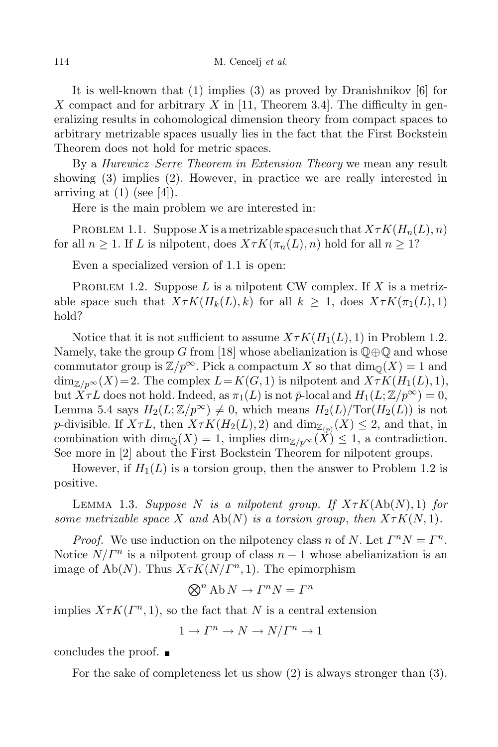It is well-known that (1) implies (3) as proved by Dranishnikov [6] for $X$ compact and for arbitrary $X$ in [11, Theorem 3.4]. The difficulty in generalizing results in cohomological dimension theory from compact spaces to arbitrary metrizable spaces usually lies in the fact that the First Bockstein Theorem does not hold for metric spaces.

By a *Hurewicz–Serre Theorem in Extension Theory* we mean any result showing (3) implies (2). However, in practice we are really interested in arriving at (1) (see [4]).

Here is the main problem we are interested in:

Problem 1.1. Suppose $X$ is a metrizable space such that $X\tau K(H_n(L), n)$ for all $n \geq 1$. If $L$ is nilpotent, does $X\tau K(\pi_n(L), n)$ hold for all $n \geq 1$?

Even a specialized version of 1.1 is open:

Problem 1.2. Suppose $L$ is a nilpotent CW complex. If $X$ is a metrizable space such that $X\tau K(H_k(L), k)$ for all $k \geq 1$, does $X\tau K(\pi_1(L), 1)$ hold?

Notice that it is not sufficient to assume $X\tau K(H_1(L), 1)$ in Problem 1.2. Namely, take the group $G$ from [18] whose abelianization is $\mathbb{Q}\oplus\mathbb{Q}$ and whose commutator group is $\mathbb{Z}/p^\infty$. Pick a compactum $X$ so that $\dim_{\mathbb{Q}}(X) = 1$ and $\dim_{\mathbb{Z}/p^\infty}(X) = 2$. The complex $L = K(G, 1)$ is nilpotent and $X\tau K(H_1(L), 1)$, but $X\tau L$ does not hold. Indeed, as $\pi_1(L)$ is not $\bar{p}$-local and $H_1(L; \mathbb{Z}/p^\infty) = 0$, Lemma 5.4 says $H_2(L; \mathbb{Z}/p^\infty) \neq 0$, which means $H_2(L)/\mathrm{Tor}(H_2(L))$ is not $p$-divisible. If $X\tau L$, then $X\tau K(H_2(L), 2)$ and $\dim_{\mathbb{Z}_{(p)}}(X) \leq 2$, and that, in combination with $\dim_{\mathbb{Q}}(X) = 1$, implies $\dim_{\mathbb{Z}/p^\infty}(X) \leq 1$, a contradiction. See more in [2] about the First Bockstein Theorem for nilpotent groups.

However, if $H_1(L)$ is a torsion group, then the answer to Problem 1.2 is positive.

Lemma 1.3. *Suppose $N$ is a nilpotent group. If $X\tau K(\mathrm{Ab}(N), 1)$ for some metrizable space $X$ and $\mathrm{Ab}(N)$ is a torsion group, then $X\tau K(N, 1)$.*

*Proof.* We use induction on the nilpotency class $n$ of $N$. Let $\Gamma^n N = \Gamma^n$. Notice $N/\Gamma^n$ is a nilpotent group of class $n-1$ whose abelianization is an image of $\mathrm{Ab}(N)$. Thus $X\tau K(N/\Gamma^n, 1)$. The epimorphism

$$\bigotimes^n \mathrm{Ab}\, N \to \Gamma^n N = \Gamma^n$$

implies $X\tau K(\Gamma^n, 1)$, so the fact that $N$ is a central extension

$$1 \to \Gamma^n \to N \to N/\Gamma^n \to 1$$

concludes the proof. ■

For the sake of completeness let us show (2) is always stronger than (3).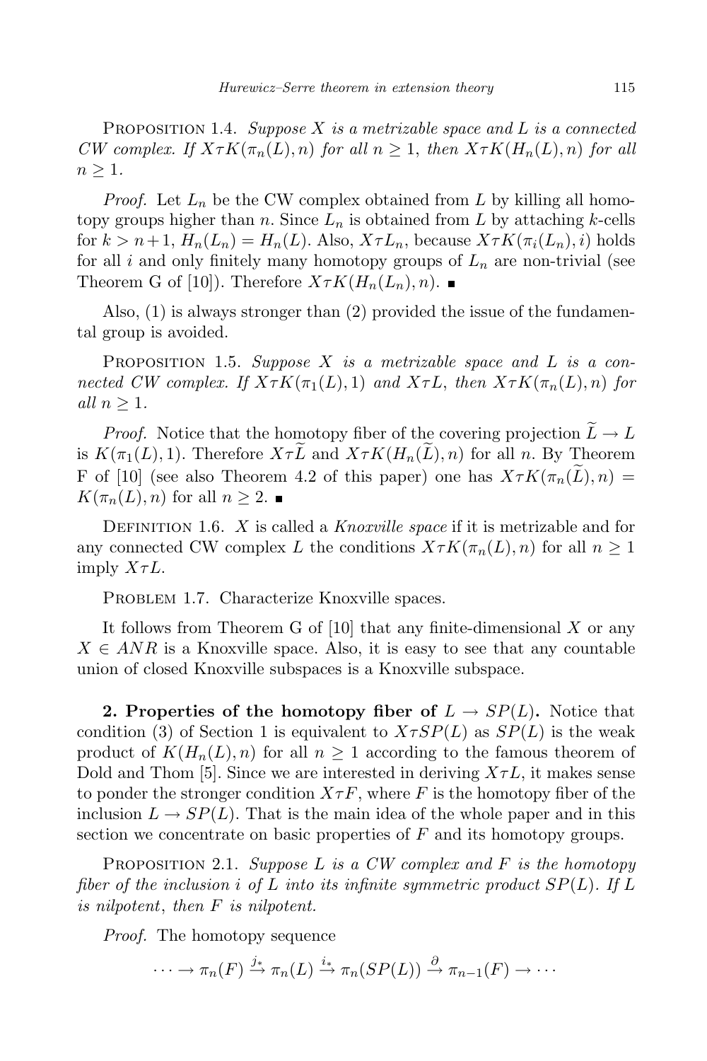Proposition 1.4. *Suppose $X$ is a metrizable space and $L$ is a connected CW complex. If $X\tau K(\pi_n(L), n)$ for all $n \geq 1$, then $X\tau K(H_n(L), n)$ for all $n \geq 1$.*

*Proof.* Let $L_n$ be the CW complex obtained from $L$ by killing all homotopy groups higher than $n$. Since $L_n$ is obtained from $L$ by attaching $k$-cells for $k > n+1$, $H_n(L_n) = H_n(L)$. Also, $X\tau L_n$, because $X\tau K(\pi_i(L_n), i)$ holds for all $i$ and only finitely many homotopy groups of $L_n$ are non-trivial (see Theorem G of [10]). Therefore $X\tau K(H_n(L_n), n)$. ∎

Also, (1) is always stronger than (2) provided the issue of the fundamental group is avoided.

Proposition 1.5. *Suppose $X$ is a metrizable space and $L$ is a connected CW complex. If $X\tau K(\pi_1(L), 1)$ and $X\tau L$, then $X\tau K(\pi_n(L), n)$ for all $n \geq 1$.*

*Proof.* Notice that the homotopy fiber of the covering projection $\widetilde{L} \to L$ is $K(\pi_1(L), 1)$. Therefore $X\tau\widetilde{L}$ and $X\tau K(H_n(\widetilde{L}), n)$ for all $n$. By Theorem F of [10] (see also Theorem 4.2 of this paper) one has $X\tau K(\pi_n(\widetilde{L}), n) = K(\pi_n(L), n)$ for all $n \geq 2$. ∎

Definition 1.6. $X$ is called a *Knoxville space* if it is metrizable and for any connected CW complex $L$ the conditions $X\tau K(\pi_n(L), n)$ for all $n \geq 1$ imply $X\tau L$.

Problem 1.7. Characterize Knoxville spaces.

It follows from Theorem G of [10] that any finite-dimensional $X$ or any $X \in ANR$ is a Knoxville space. Also, it is easy to see that any countable union of closed Knoxville subspaces is a Knoxville subspace.

**2. Properties of the homotopy fiber of $L \to SP(L)$.** Notice that condition (3) of Section 1 is equivalent to $X\tau SP(L)$ as $SP(L)$ is the weak product of $K(H_n(L), n)$ for all $n \geq 1$ according to the famous theorem of Dold and Thom [5]. Since we are interested in deriving $X\tau L$, it makes sense to ponder the stronger condition $X\tau F$, where $F$ is the homotopy fiber of the inclusion $L \to SP(L)$. That is the main idea of the whole paper and in this section we concentrate on basic properties of $F$ and its homotopy groups.

Proposition 2.1. *Suppose $L$ is a CW complex and $F$ is the homotopy fiber of the inclusion $i$ of $L$ into its infinite symmetric product $SP(L)$. If $L$ is nilpotent, then $F$ is nilpotent.*

*Proof.* The homotopy sequence

$$\cdots \to \pi_n(F) \xrightarrow{j_*} \pi_n(L) \xrightarrow{i_*} \pi_n(SP(L)) \xrightarrow{\partial} \pi_{n-1}(F) \to \cdots$$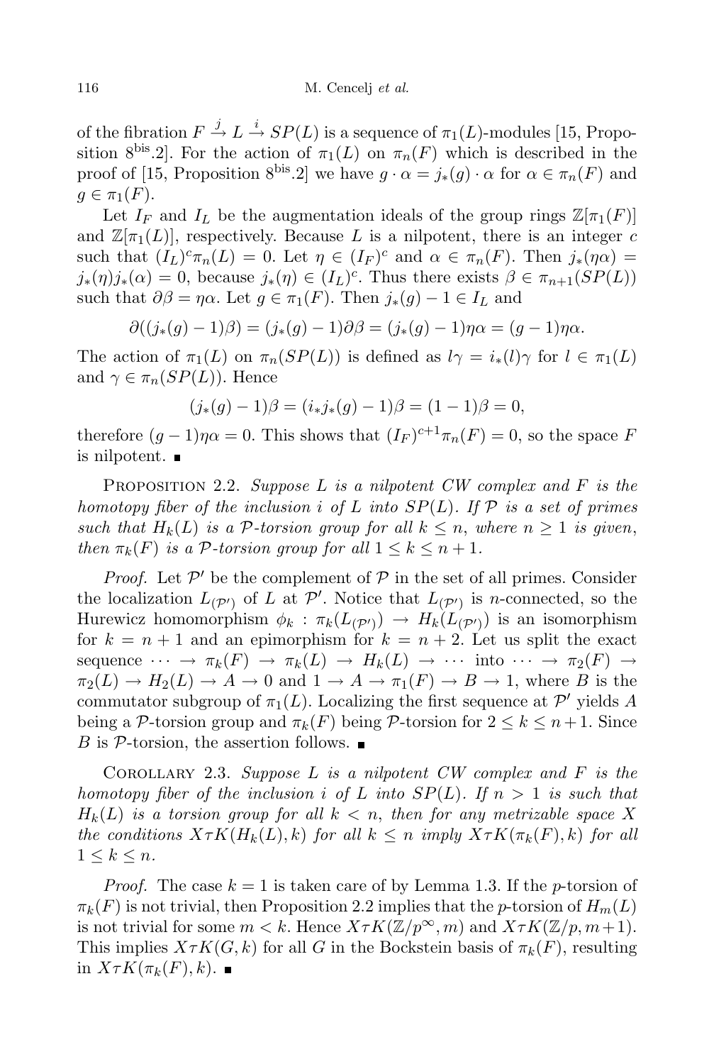of the fibration $F \xrightarrow{j} L \xrightarrow{i} SP(L)$ is a sequence of $\pi_1(L)$-modules [15, Proposition $8^{\text{bis}}$.2]. For the action of $\pi_1(L)$ on $\pi_n(F)$ which is described in the proof of [15, Proposition $8^{\text{bis}}$.2] we have $g \cdot \alpha = j_*(g) \cdot \alpha$ for $\alpha \in \pi_n(F)$ and $g \in \pi_1(F)$.

Let $I_F$ and $I_L$ be the augmentation ideals of the group rings $\mathbb{Z}[\pi_1(F)]$ and $\mathbb{Z}[\pi_1(L)]$, respectively. Because $L$ is a nilpotent, there is an integer $c$ such that $(I_L)^c \pi_n(L) = 0$. Let $\eta \in (I_F)^c$ and $\alpha \in \pi_n(F)$. Then $j_*(\eta\alpha) = j_*(\eta) j_*(\alpha) = 0$, because $j_*(\eta) \in (I_L)^c$. Thus there exists $\beta \in \pi_{n+1}(SP(L))$ such that $\partial\beta = \eta\alpha$. Let $g \in \pi_1(F)$. Then $j_*(g) - 1 \in I_L$ and

$$\partial((j_*(g)-1)\beta) = (j_*(g)-1)\partial\beta = (j_*(g)-1)\eta\alpha = (g-1)\eta\alpha.$$

The action of $\pi_1(L)$ on $\pi_n(SP(L))$ is defined as $l\gamma = i_*(l)\gamma$ for $l \in \pi_1(L)$ and $\gamma \in \pi_n(SP(L))$. Hence

$$(j_*(g)-1)\beta = (i_* j_*(g) - 1)\beta = (1-1)\beta = 0,$$

therefore $(g-1)\eta\alpha = 0$. This shows that $(I_F)^{c+1}\pi_n(F) = 0$, so the space $F$ is nilpotent. ∎

Proposition 2.2. *Suppose $L$ is a nilpotent CW complex and $F$ is the homotopy fiber of the inclusion $i$ of $L$ into $SP(L)$. If $\mathcal{P}$ is a set of primes such that $H_k(L)$ is a $\mathcal{P}$-torsion group for all $k \le n$, where $n \ge 1$ is given, then $\pi_k(F)$ is a $\mathcal{P}$-torsion group for all $1 \le k \le n+1$.*

*Proof.* Let $\mathcal{P}'$ be the complement of $\mathcal{P}$ in the set of all primes. Consider the localization $L_{(\mathcal{P}')}$ of $L$ at $\mathcal{P}'$. Notice that $L_{(\mathcal{P}')}$ is $n$-connected, so the Hurewicz homomorphism $\phi_k : \pi_k(L_{(\mathcal{P}')}) \to H_k(L_{(\mathcal{P}')})$ is an isomorphism for $k = n+1$ and an epimorphism for $k = n+2$. Let us split the exact sequence $\cdots \to \pi_k(F) \to \pi_k(L) \to H_k(L) \to \cdots$ into $\cdots \to \pi_2(F) \to \pi_2(L) \to H_2(L) \to A \to 0$ and $1 \to A \to \pi_1(F) \to B \to 1$, where $B$ is the commutator subgroup of $\pi_1(L)$. Localizing the first sequence at $\mathcal{P}'$ yields $A$ being a $\mathcal{P}$-torsion group and $\pi_k(F)$ being $\mathcal{P}$-torsion for $2 \le k \le n+1$. Since $B$ is $\mathcal{P}$-torsion, the assertion follows. ∎

Corollary 2.3. *Suppose $L$ is a nilpotent CW complex and $F$ is the homotopy fiber of the inclusion $i$ of $L$ into $SP(L)$. If $n > 1$ is such that $H_k(L)$ is a torsion group for all $k < n$, then for any metrizable space $X$ the conditions $X\tau K(H_k(L),k)$ for all $k \le n$ imply $X\tau K(\pi_k(F),k)$ for all $1 \le k \le n$.*

*Proof.* The case $k = 1$ is taken care of by Lemma 1.3. If the $p$-torsion of $\pi_k(F)$ is not trivial, then Proposition 2.2 implies that the $p$-torsion of $H_m(L)$ is not trivial for some $m < k$. Hence $X\tau K(\mathbb{Z}/p^\infty, m)$ and $X\tau K(\mathbb{Z}/p, m+1)$. This implies $X\tau K(G,k)$ for all $G$ in the Bockstein basis of $\pi_k(F)$, resulting in $X\tau K(\pi_k(F),k)$. ∎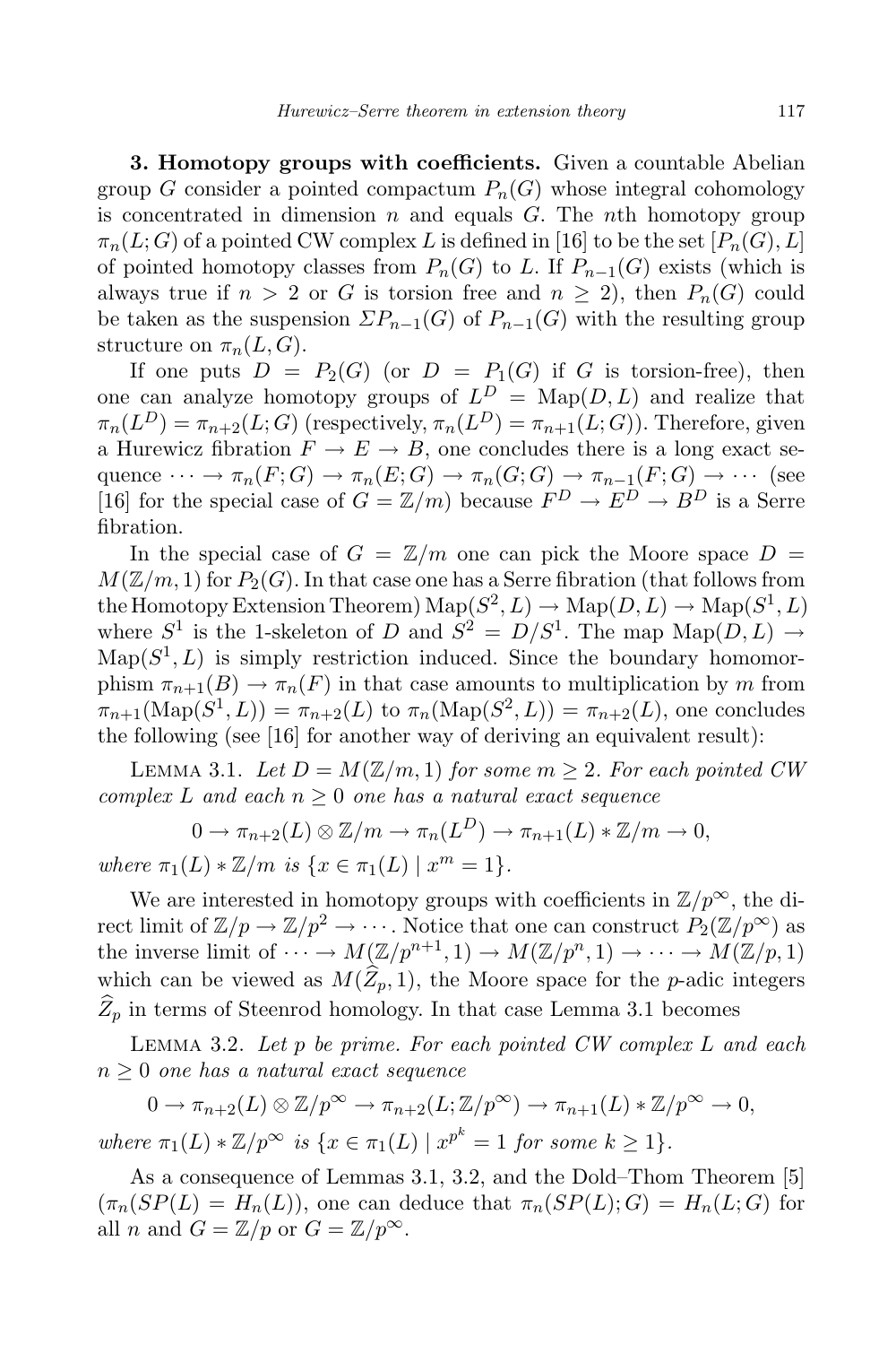**3. Homotopy groups with coefficients.** Given a countable Abelian group $G$ consider a pointed compactum $P_n(G)$ whose integral cohomology is concentrated in dimension $n$ and equals $G$. The $n$th homotopy group $\pi_n(L;G)$ of a pointed CW complex $L$ is defined in [16] to be the set $[P_n(G), L]$ of pointed homotopy classes from $P_n(G)$ to $L$. If $P_{n-1}(G)$ exists (which is always true if $n > 2$ or $G$ is torsion free and $n \geq 2$), then $P_n(G)$ could be taken as the suspension $\Sigma P_{n-1}(G)$ of $P_{n-1}(G)$ with the resulting group structure on $\pi_n(L, G)$.

If one puts $D = P_2(G)$ (or $D = P_1(G)$ if $G$ is torsion-free), then one can analyze homotopy groups of $L^D = \mathrm{Map}(D, L)$ and realize that $\pi_n(L^D) = \pi_{n+2}(L;G)$ (respectively, $\pi_n(L^D) = \pi_{n+1}(L;G)$). Therefore, given a Hurewicz fibration $F \to E \to B$, one concludes there is a long exact sequence $\cdots \to \pi_n(F;G) \to \pi_n(E;G) \to \pi_n(G;G) \to \pi_{n-1}(F;G) \to \cdots$ (see [16] for the special case of $G = \mathbb{Z}/m$) because $F^D \to E^D \to B^D$ is a Serre fibration.

In the special case of $G = \mathbb{Z}/m$ one can pick the Moore space $D = M(\mathbb{Z}/m, 1)$ for $P_2(G)$. In that case one has a Serre fibration (that follows from the Homotopy Extension Theorem) $\mathrm{Map}(S^2, L) \to \mathrm{Map}(D, L) \to \mathrm{Map}(S^1, L)$ where $S^1$ is the 1-skeleton of $D$ and $S^2 = D/S^1$. The map $\mathrm{Map}(D, L) \to \mathrm{Map}(S^1, L)$ is simply restriction induced. Since the boundary homomorphism $\pi_{n+1}(B) \to \pi_n(F)$ in that case amounts to multiplication by $m$ from $\pi_{n+1}(\mathrm{Map}(S^1, L)) = \pi_{n+2}(L)$ to $\pi_n(\mathrm{Map}(S^2, L)) = \pi_{n+2}(L)$, one concludes the following (see [16] for another way of deriving an equivalent result):

Lemma 3.1. *Let $D = M(\mathbb{Z}/m, 1)$ for some $m \geq 2$. For each pointed CW complex $L$ and each $n \geq 0$ one has a natural exact sequence*

$$0 \to \pi_{n+2}(L) \otimes \mathbb{Z}/m \to \pi_n(L^D) \to \pi_{n+1}(L) * \mathbb{Z}/m \to 0,$$

*where $\pi_1(L) * \mathbb{Z}/m$ is $\{x \in \pi_1(L) \mid x^m = 1\}$.*

We are interested in homotopy groups with coefficients in $\mathbb{Z}/p^\infty$, the direct limit of $\mathbb{Z}/p \to \mathbb{Z}/p^2 \to \cdots$. Notice that one can construct $P_2(\mathbb{Z}/p^\infty)$ as the inverse limit of $\cdots \to M(\mathbb{Z}/p^{n+1}, 1) \to M(\mathbb{Z}/p^n, 1) \to \cdots \to M(\mathbb{Z}/p, 1)$ which can be viewed as $M(\widehat{Z}_p, 1)$, the Moore space for the $p$-adic integers $\widehat{Z}_p$ in terms of Steenrod homology. In that case Lemma 3.1 becomes

Lemma 3.2. *Let $p$ be prime. For each pointed CW complex $L$ and each $n \geq 0$ one has a natural exact sequence*

$$0 \to \pi_{n+2}(L) \otimes \mathbb{Z}/p^\infty \to \pi_{n+2}(L; \mathbb{Z}/p^\infty) \to \pi_{n+1}(L) * \mathbb{Z}/p^\infty \to 0,$$

*where $\pi_1(L) * \mathbb{Z}/p^\infty$ is $\{x \in \pi_1(L) \mid x^{p^k} = 1 \text{ for some } k \geq 1\}$.*

As a consequence of Lemmas 3.1, 3.2, and the Dold–Thom Theorem [5] ($\pi_n(SP(L) = H_n(L))$, one can deduce that $\pi_n(SP(L); G) = H_n(L; G)$ for all $n$ and $G = \mathbb{Z}/p$ or $G = \mathbb{Z}/p^\infty$.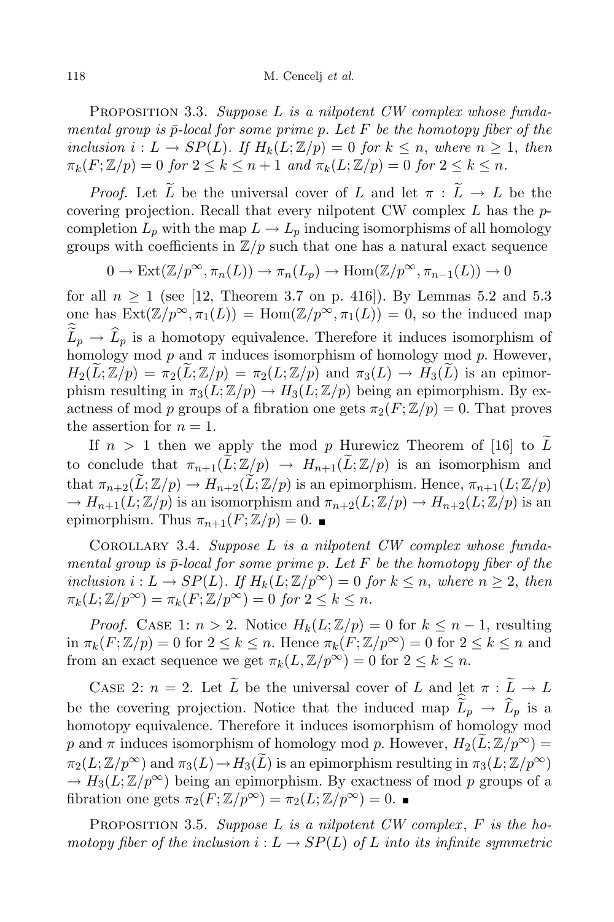PROPOSITION 3.3. *Suppose $L$ is a nilpotent CW complex whose fundamental group is $\bar{p}$-local for some prime $p$. Let $F$ be the homotopy fiber of the inclusion $i : L \to SP(L)$. If $H_k(L; \mathbb{Z}/p) = 0$ for $k \leq n$, where $n \geq 1$, then $\pi_k(F; \mathbb{Z}/p) = 0$ for $2 \leq k \leq n+1$ and $\pi_k(L; \mathbb{Z}/p) = 0$ for $2 \leq k \leq n$.*

*Proof.* Let $\widetilde{L}$ be the universal cover of $L$ and let $\pi : \widetilde{L} \to L$ be the covering projection. Recall that every nilpotent CW complex $L$ has the $p$-completion $L_p$ with the map $L \to L_p$ inducing isomorphisms of all homology groups with coefficients in $\mathbb{Z}/p$ such that one has a natural exact sequence

$$0 \to \mathrm{Ext}(\mathbb{Z}/p^\infty, \pi_n(L)) \to \pi_n(L_p) \to \mathrm{Hom}(\mathbb{Z}/p^\infty, \pi_{n-1}(L)) \to 0$$

for all $n \geq 1$ (see [12, Theorem 3.7 on p. 416]). By Lemmas 5.2 and 5.3 one has $\mathrm{Ext}(\mathbb{Z}/p^\infty, \pi_1(L)) = \mathrm{Hom}(\mathbb{Z}/p^\infty, \pi_1(L)) = 0$, so the induced map $\widehat{\widetilde{L}}_p \to \widehat{L}_p$ is a homotopy equivalence. Therefore it induces isomorphism of homology mod $p$ and $\pi$ induces isomorphism of homology mod $p$. However, $H_2(\widetilde{L}; \mathbb{Z}/p) = \pi_2(\widetilde{L}; \mathbb{Z}/p) = \pi_2(L; \mathbb{Z}/p)$ and $\pi_3(L) \to H_3(\widetilde{L})$ is an epimorphism resulting in $\pi_3(L; \mathbb{Z}/p) \to H_3(L; \mathbb{Z}/p)$ being an epimorphism. By exactness of mod $p$ groups of a fibration one gets $\pi_2(F; \mathbb{Z}/p) = 0$. That proves the assertion for $n = 1$.

If $n > 1$ then we apply the mod $p$ Hurewicz Theorem of [16] to $\widetilde{L}$ to conclude that $\pi_{n+1}(\widetilde{L}; \mathbb{Z}/p) \to H_{n+1}(\widetilde{L}; \mathbb{Z}/p)$ is an isomorphism and that $\pi_{n+2}(\widetilde{L}; \mathbb{Z}/p) \to H_{n+2}(\widetilde{L}; \mathbb{Z}/p)$ is an epimorphism. Hence, $\pi_{n+1}(L; \mathbb{Z}/p) \to H_{n+1}(L; \mathbb{Z}/p)$ is an isomorphism and $\pi_{n+2}(L; \mathbb{Z}/p) \to H_{n+2}(L; \mathbb{Z}/p)$ is an epimorphism. Thus $\pi_{n+1}(F; \mathbb{Z}/p) = 0$. ∎

COROLLARY 3.4. *Suppose $L$ is a nilpotent CW complex whose fundamental group is $\bar{p}$-local for some prime $p$. Let $F$ be the homotopy fiber of the inclusion $i : L \to SP(L)$. If $H_k(L; \mathbb{Z}/p^\infty) = 0$ for $k \leq n$, where $n \geq 2$, then $\pi_k(L; \mathbb{Z}/p^\infty) = \pi_k(F; \mathbb{Z}/p^\infty) = 0$ for $2 \leq k \leq n$.*

*Proof.* CASE 1: $n > 2$. Notice $H_k(L; \mathbb{Z}/p) = 0$ for $k \leq n-1$, resulting in $\pi_k(F; \mathbb{Z}/p) = 0$ for $2 \leq k \leq n$. Hence $\pi_k(F; \mathbb{Z}/p^\infty) = 0$ for $2 \leq k \leq n$ and from an exact sequence we get $\pi_k(L, \mathbb{Z}/p^\infty) = 0$ for $2 \leq k \leq n$.

CASE 2: $n = 2$. Let $\widetilde{L}$ be the universal cover of $L$ and let $\pi : \widetilde{L} \to L$ be the covering projection. Notice that the induced map $\widehat{\widetilde{L}}_p \to \widehat{L}_p$ is a homotopy equivalence. Therefore it induces isomorphism of homology mod $p$ and $\pi$ induces isomorphism of homology mod $p$. However, $H_2(\widetilde{L}; \mathbb{Z}/p^\infty) = \pi_2(L; \mathbb{Z}/p^\infty)$ and $\pi_3(L) \to H_3(\widetilde{L})$ is an epimorphism resulting in $\pi_3(L; \mathbb{Z}/p^\infty) \to H_3(L; \mathbb{Z}/p^\infty)$ being an epimorphism. By exactness of mod $p$ groups of a fibration one gets $\pi_2(F; \mathbb{Z}/p^\infty) = \pi_2(L; \mathbb{Z}/p^\infty) = 0$. ∎

PROPOSITION 3.5. *Suppose $L$ is a nilpotent CW complex, $F$ is the homotopy fiber of the inclusion $i : L \to SP(L)$ of $L$ into its infinite symmetric*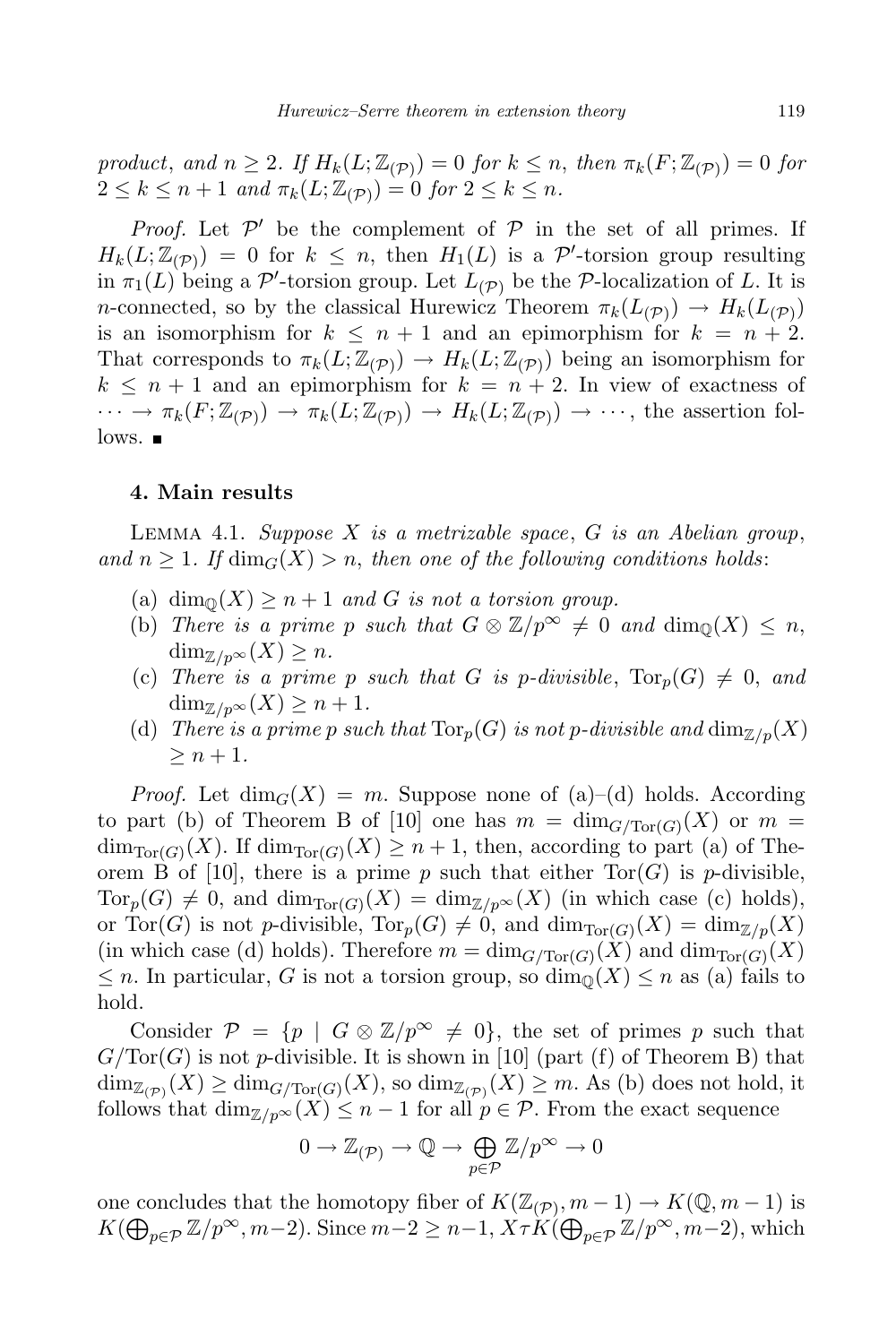*product*, *and* $n \geq 2$. *If* $H_k(L; \mathbb{Z}_{(\mathcal{P})}) = 0$ *for* $k \leq n$, *then* $\pi_k(F; \mathbb{Z}_{(\mathcal{P})}) = 0$ *for* $2 \leq k \leq n+1$ *and* $\pi_k(L; \mathbb{Z}_{(\mathcal{P})}) = 0$ *for* $2 \leq k \leq n$.

*Proof.* Let $\mathcal{P}'$ be the complement of $\mathcal{P}$ in the set of all primes. If $H_k(L; \mathbb{Z}_{(\mathcal{P})}) = 0$ for $k \leq n$, then $H_1(L)$ is a $\mathcal{P}'$-torsion group resulting in $\pi_1(L)$ being a $\mathcal{P}'$-torsion group. Let $L_{(\mathcal{P})}$ be the $\mathcal{P}$-localization of $L$. It is $n$-connected, so by the classical Hurewicz Theorem $\pi_k(L_{(\mathcal{P})}) \to H_k(L_{(\mathcal{P})})$ is an isomorphism for $k \leq n+1$ and an epimorphism for $k = n+2$. That corresponds to $\pi_k(L; \mathbb{Z}_{(\mathcal{P})}) \to H_k(L; \mathbb{Z}_{(\mathcal{P})})$ being an isomorphism for $k \leq n+1$ and an epimorphism for $k = n+2$. In view of exactness of $\cdots \to \pi_k(F; \mathbb{Z}_{(\mathcal{P})}) \to \pi_k(L; \mathbb{Z}_{(\mathcal{P})}) \to H_k(L; \mathbb{Z}_{(\mathcal{P})}) \to \cdots$, the assertion follows. ■

## 4. Main results

LEMMA 4.1. *Suppose* $X$ *is a metrizable space*, $G$ *is an Abelian group*, *and* $n \geq 1$. *If* $\dim_G(X) > n$, *then one of the following conditions holds*:

- (a) $\dim_{\mathbb{Q}}(X) \geq n+1$ *and* $G$ *is not a torsion group.*
- (b) *There is a prime* $p$ *such that* $G \otimes \mathbb{Z}/p^\infty \neq 0$ *and* $\dim_{\mathbb{Q}}(X) \leq n$, $\dim_{\mathbb{Z}/p^\infty}(X) \geq n$.
- (c) *There is a prime* $p$ *such that* $G$ *is* $p$-*divisible*, $\mathrm{Tor}_p(G) \neq 0$, *and* $\dim_{\mathbb{Z}/p^\infty}(X) \geq n+1$.
- (d) *There is a prime* $p$ *such that* $\mathrm{Tor}_p(G)$ *is not* $p$-*divisible and* $\dim_{\mathbb{Z}/p}(X) \geq n+1$.

*Proof.* Let $\dim_G(X) = m$. Suppose none of (a)–(d) holds. According to part (b) of Theorem B of [10] one has $m = \dim_{G/\mathrm{Tor}(G)}(X)$ or $m = \dim_{\mathrm{Tor}(G)}(X)$. If $\dim_{\mathrm{Tor}(G)}(X) \geq n+1$, then, according to part (a) of Theorem B of [10], there is a prime $p$ such that either $\mathrm{Tor}(G)$ is $p$-divisible, $\mathrm{Tor}_p(G) \neq 0$, and $\dim_{\mathrm{Tor}(G)}(X) = \dim_{\mathbb{Z}/p^\infty}(X)$ (in which case (c) holds), or $\mathrm{Tor}(G)$ is not $p$-divisible, $\mathrm{Tor}_p(G) \neq 0$, and $\dim_{\mathrm{Tor}(G)}(X) = \dim_{\mathbb{Z}/p}(X)$ (in which case (d) holds). Therefore $m = \dim_{G/\mathrm{Tor}(G)}(X)$ and $\dim_{\mathrm{Tor}(G)}(X) \leq n$. In particular, $G$ is not a torsion group, so $\dim_{\mathbb{Q}}(X) \leq n$ as (a) fails to hold.

Consider $\mathcal{P} = \{p \mid G \otimes \mathbb{Z}/p^\infty \neq 0\}$, the set of primes $p$ such that $G/\mathrm{Tor}(G)$ is not $p$-divisible. It is shown in [10] (part (f) of Theorem B) that $\dim_{\mathbb{Z}_{(\mathcal{P})}}(X) \geq \dim_{G/\mathrm{Tor}(G)}(X)$, so $\dim_{\mathbb{Z}_{(\mathcal{P})}}(X) \geq m$. As (b) does not hold, it follows that $\dim_{\mathbb{Z}/p^\infty}(X) \leq n-1$ for all $p \in \mathcal{P}$. From the exact sequence

$$0 \to \mathbb{Z}_{(\mathcal{P})} \to \mathbb{Q} \to \bigoplus_{p \in \mathcal{P}} \mathbb{Z}/p^\infty \to 0$$

one concludes that the homotopy fiber of $K(\mathbb{Z}_{(\mathcal{P})}, m-1) \to K(\mathbb{Q}, m-1)$ is $K(\bigoplus_{p \in \mathcal{P}} \mathbb{Z}/p^\infty, m-2)$. Since $m-2 \geq n-1$, $X \tau K(\bigoplus_{p \in \mathcal{P}} \mathbb{Z}/p^\infty, m-2)$, which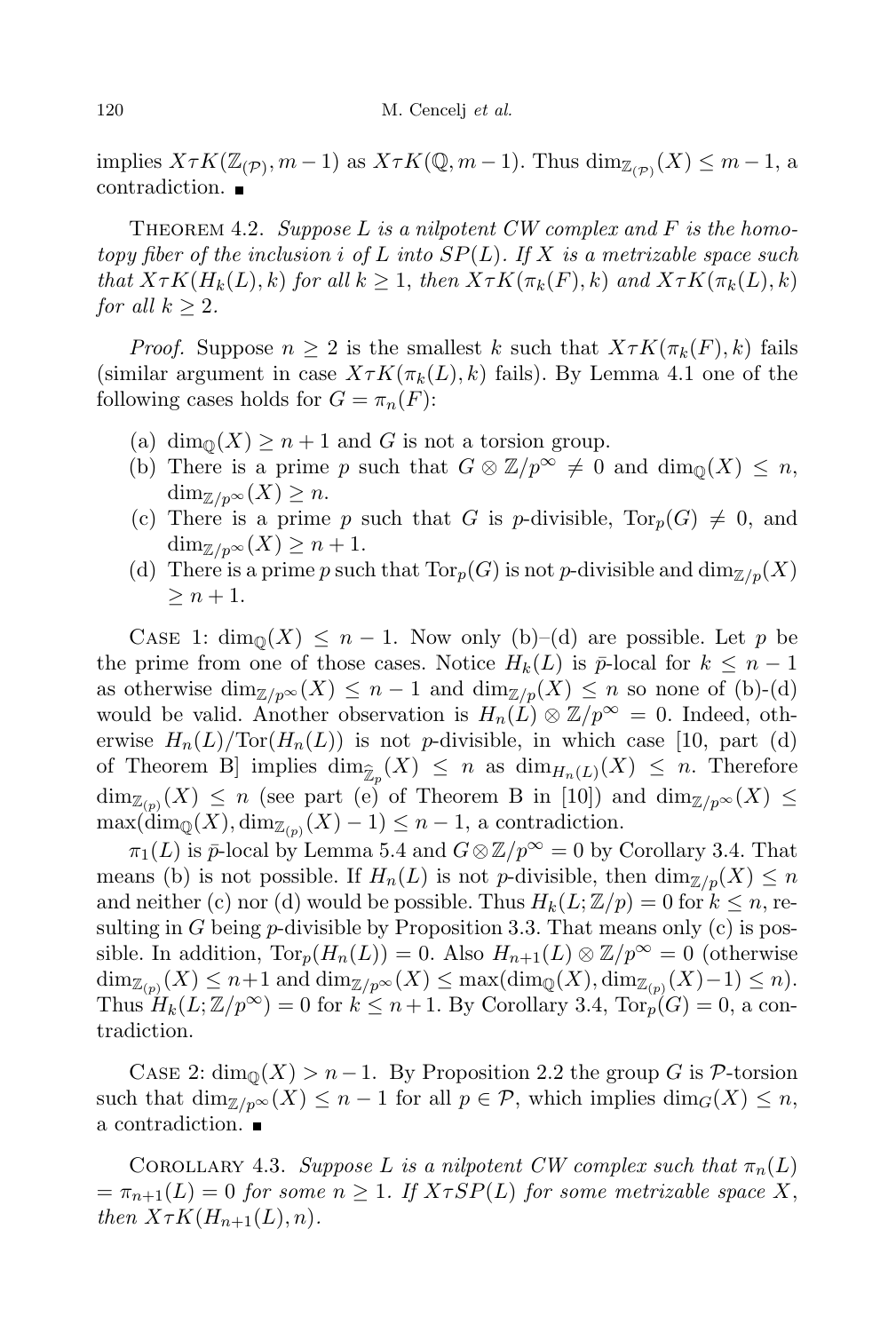implies $X\tau K(\mathbb{Z}_{(\mathcal{P})}, m-1)$ as $X\tau K(\mathbb{Q}, m-1)$. Thus $\dim_{\mathbb{Z}_{(\mathcal{P})}}(X) \le m-1$, a contradiction. ∎

THEOREM 4.2. *Suppose $L$ is a nilpotent CW complex and $F$ is the homotopy fiber of the inclusion $i$ of $L$ into $SP(L)$. If $X$ is a metrizable space such that $X\tau K(H_k(L), k)$ for all $k \ge 1$, then $X\tau K(\pi_k(F), k)$ and $X\tau K(\pi_k(L), k)$ for all $k \ge 2$.*

*Proof.* Suppose $n \ge 2$ is the smallest $k$ such that $X\tau K(\pi_k(F), k)$ fails (similar argument in case $X\tau K(\pi_k(L), k)$ fails). By Lemma 4.1 one of the following cases holds for $G = \pi_n(F)$:

(a) $\dim_{\mathbb{Q}}(X) \ge n+1$ and $G$ is not a torsion group.
(b) There is a prime $p$ such that $G \otimes \mathbb{Z}/p^\infty \ne 0$ and $\dim_{\mathbb{Q}}(X) \le n$, $\dim_{\mathbb{Z}/p^\infty}(X) \ge n$.
(c) There is a prime $p$ such that $G$ is $p$-divisible, $\mathrm{Tor}_p(G) \ne 0$, and $\dim_{\mathbb{Z}/p^\infty}(X) \ge n+1$.
(d) There is a prime $p$ such that $\mathrm{Tor}_p(G)$ is not $p$-divisible and $\dim_{\mathbb{Z}/p}(X) \ge n+1$.

CASE 1: $\dim_{\mathbb{Q}}(X) \le n-1$. Now only (b)–(d) are possible. Let $p$ be the prime from one of those cases. Notice $H_k(L)$ is $\bar{p}$-local for $k \le n-1$ as otherwise $\dim_{\mathbb{Z}/p^\infty}(X) \le n-1$ and $\dim_{\mathbb{Z}/p}(X) \le n$ so none of (b)-(d) would be valid. Another observation is $H_n(L) \otimes \mathbb{Z}/p^\infty = 0$. Indeed, otherwise $H_n(L)/\mathrm{Tor}(H_n(L))$ is not $p$-divisible, in which case [10, part (d) of Theorem B] implies $\dim_{\widehat{\mathbb{Z}}_p}(X) \le n$ as $\dim_{H_n(L)}(X) \le n$. Therefore $\dim_{\mathbb{Z}_{(p)}}(X) \le n$ (see part (e) of Theorem B in [10]) and $\dim_{\mathbb{Z}/p^\infty}(X) \le \max(\dim_{\mathbb{Q}}(X), \dim_{\mathbb{Z}_{(p)}}(X) - 1) \le n-1$, a contradiction.

$\pi_1(L)$ is $\bar{p}$-local by Lemma 5.4 and $G \otimes \mathbb{Z}/p^\infty = 0$ by Corollary 3.4. That means (b) is not possible. If $H_n(L)$ is not $p$-divisible, then $\dim_{\mathbb{Z}/p}(X) \le n$ and neither (c) nor (d) would be possible. Thus $H_k(L; \mathbb{Z}/p) = 0$ for $k \le n$, resulting in $G$ being $p$-divisible by Proposition 3.3. That means only (c) is possible. In addition, $\mathrm{Tor}_p(H_n(L)) = 0$. Also $H_{n+1}(L) \otimes \mathbb{Z}/p^\infty = 0$ (otherwise $\dim_{\mathbb{Z}_{(p)}}(X) \le n+1$ and $\dim_{\mathbb{Z}/p^\infty}(X) \le \max(\dim_{\mathbb{Q}}(X), \dim_{\mathbb{Z}_{(p)}}(X)-1) \le n$). Thus $H_k(L; \mathbb{Z}/p^\infty) = 0$ for $k \le n+1$. By Corollary 3.4, $\mathrm{Tor}_p(G) = 0$, a contradiction.

CASE 2: $\dim_{\mathbb{Q}}(X) > n-1$. By Proposition 2.2 the group $G$ is $\mathcal{P}$-torsion such that $\dim_{\mathbb{Z}/p^\infty}(X) \le n-1$ for all $p \in \mathcal{P}$, which implies $\dim_G(X) \le n$, a contradiction. ∎

COROLLARY 4.3. *Suppose $L$ is a nilpotent CW complex such that $\pi_n(L) = \pi_{n+1}(L) = 0$ for some $n \ge 1$. If $X\tau SP(L)$ for some metrizable space $X$, then $X\tau K(H_{n+1}(L), n)$.*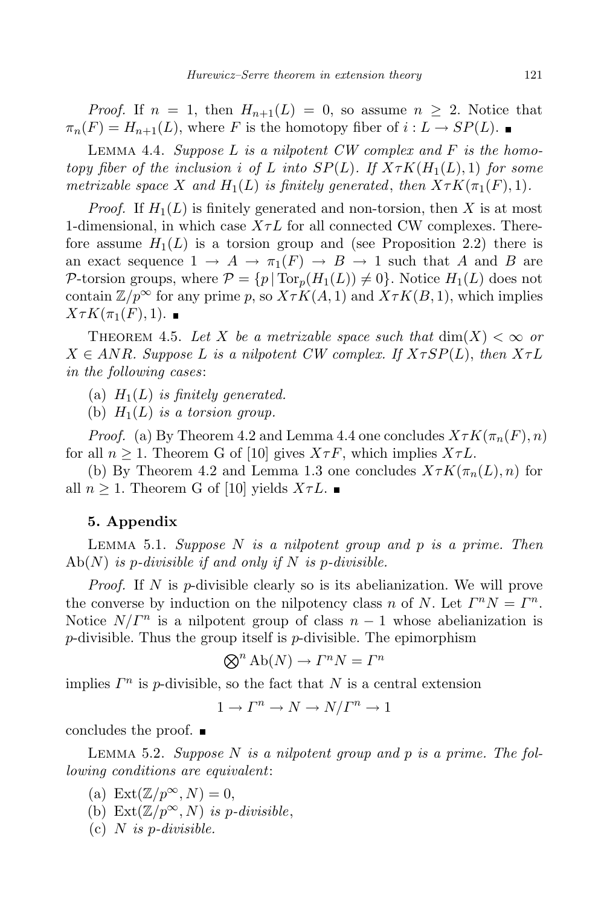*Proof.* If $n = 1$, then $H_{n+1}(L) = 0$, so assume $n \geq 2$. Notice that $\pi_n(F) = H_{n+1}(L)$, where $F$ is the homotopy fiber of $i : L \to SP(L)$. ∎

Lemma 4.4. *Suppose $L$ is a nilpotent CW complex and $F$ is the homotopy fiber of the inclusion $i$ of $L$ into $SP(L)$. If $X\tau K(H_1(L), 1)$ for some metrizable space $X$ and $H_1(L)$ is finitely generated, then $X\tau K(\pi_1(F), 1)$.*

*Proof.* If $H_1(L)$ is finitely generated and non-torsion, then $X$ is at most 1-dimensional, in which case $X\tau L$ for all connected CW complexes. Therefore assume $H_1(L)$ is a torsion group and (see Proposition 2.2) there is an exact sequence $1 \to A \to \pi_1(F) \to B \to 1$ such that $A$ and $B$ are $\mathcal{P}$-torsion groups, where $\mathcal{P} = \{p \mid \mathrm{Tor}_p(H_1(L)) \neq 0\}$. Notice $H_1(L)$ does not contain $\mathbb{Z}/p^\infty$ for any prime $p$, so $X\tau K(A, 1)$ and $X\tau K(B, 1)$, which implies $X\tau K(\pi_1(F), 1)$. ∎

Theorem 4.5. *Let $X$ be a metrizable space such that $\dim(X) < \infty$ or $X \in ANR$. Suppose $L$ is a nilpotent CW complex. If $X\tau SP(L)$, then $X\tau L$ in the following cases*:

(a) *$H_1(L)$ is finitely generated.*
(b) *$H_1(L)$ is a torsion group.*

*Proof.* (a) By Theorem 4.2 and Lemma 4.4 one concludes $X\tau K(\pi_n(F), n)$ for all $n \geq 1$. Theorem G of [10] gives $X\tau F$, which implies $X\tau L$.

(b) By Theorem 4.2 and Lemma 1.3 one concludes $X\tau K(\pi_n(L), n)$ for all $n \geq 1$. Theorem G of [10] yields $X\tau L$. ∎

## 5. Appendix

Lemma 5.1. *Suppose $N$ is a nilpotent group and $p$ is a prime. Then $\mathrm{Ab}(N)$ is $p$-divisible if and only if $N$ is $p$-divisible.*

*Proof.* If $N$ is $p$-divisible clearly so is its abelianization. We will prove the converse by induction on the nilpotency class $n$ of $N$. Let $\Gamma^n N = \Gamma^n$. Notice $N/\Gamma^n$ is a nilpotent group of class $n - 1$ whose abelianization is $p$-divisible. Thus the group itself is $p$-divisible. The epimorphism

$$\bigotimes^n \mathrm{Ab}(N) \to \Gamma^n N = \Gamma^n$$

implies $\Gamma^n$ is $p$-divisible, so the fact that $N$ is a central extension

$$1 \to \Gamma^n \to N \to N/\Gamma^n \to 1$$

concludes the proof. ∎

Lemma 5.2. *Suppose $N$ is a nilpotent group and $p$ is a prime. The following conditions are equivalent*:

(a) $\mathrm{Ext}(\mathbb{Z}/p^\infty, N) = 0$,
(b) *$\mathrm{Ext}(\mathbb{Z}/p^\infty, N)$ is $p$-divisible*,
(c) *$N$ is $p$-divisible.*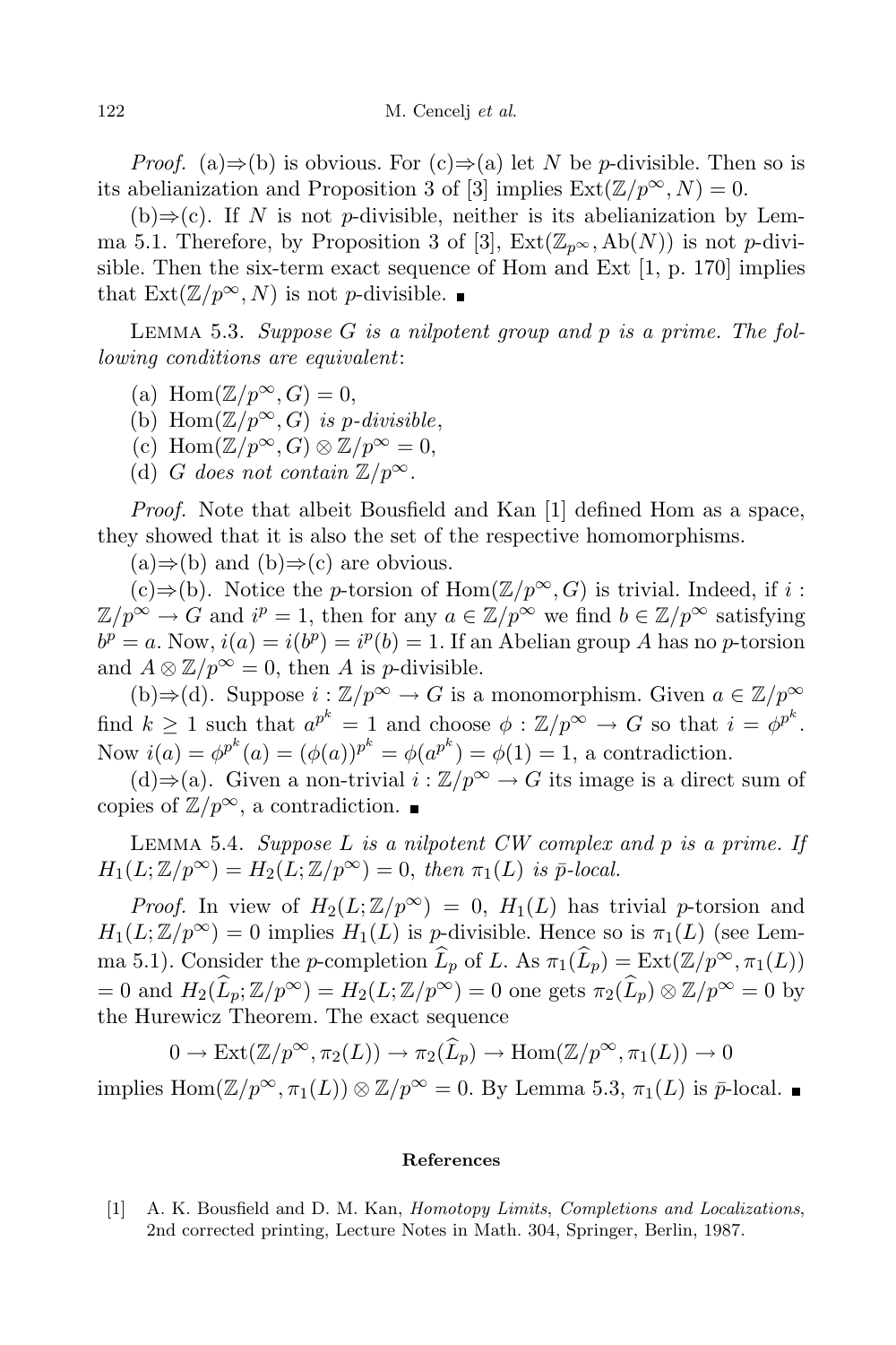*Proof.* (a)⇒(b) is obvious. For (c)⇒(a) let $N$ be $p$-divisible. Then so is its abelianization and Proposition 3 of [3] implies $\mathrm{Ext}(\mathbb{Z}/p^\infty, N) = 0$.

(b)⇒(c). If $N$ is not $p$-divisible, neither is its abelianization by Lemma 5.1. Therefore, by Proposition 3 of [3], $\mathrm{Ext}(\mathbb{Z}_{p^\infty}, \mathrm{Ab}(N))$ is not $p$-divisible. Then the six-term exact sequence of Hom and Ext [1, p. 170] implies that $\mathrm{Ext}(\mathbb{Z}/p^\infty, N)$ is not $p$-divisible. ∎

Lemma 5.3. *Suppose $G$ is a nilpotent group and $p$ is a prime. The following conditions are equivalent*:

(a) $\mathrm{Hom}(\mathbb{Z}/p^\infty, G) = 0$,

(b) $\mathrm{Hom}(\mathbb{Z}/p^\infty, G)$ *is $p$-divisible*,

(c) $\mathrm{Hom}(\mathbb{Z}/p^\infty, G) \otimes \mathbb{Z}/p^\infty = 0$,

(d) *$G$ does not contain $\mathbb{Z}/p^\infty$.*

*Proof.* Note that albeit Bousfield and Kan [1] defined Hom as a space, they showed that it is also the set of the respective homomorphisms.

(a)⇒(b) and (b)⇒(c) are obvious.

(c)⇒(b). Notice the $p$-torsion of $\mathrm{Hom}(\mathbb{Z}/p^\infty, G)$ is trivial. Indeed, if $i : \mathbb{Z}/p^\infty \to G$ and $i^p = 1$, then for any $a \in \mathbb{Z}/p^\infty$ we find $b \in \mathbb{Z}/p^\infty$ satisfying $b^p = a$. Now, $i(a) = i(b^p) = i^p(b) = 1$. If an Abelian group $A$ has no $p$-torsion and $A \otimes \mathbb{Z}/p^\infty = 0$, then $A$ is $p$-divisible.

(b)⇒(d). Suppose $i : \mathbb{Z}/p^\infty \to G$ is a monomorphism. Given $a \in \mathbb{Z}/p^\infty$ find $k \geq 1$ such that $a^{p^k} = 1$ and choose $\phi : \mathbb{Z}/p^\infty \to G$ so that $i = \phi^{p^k}$. Now $i(a) = \phi^{p^k}(a) = (\phi(a))^{p^k} = \phi(a^{p^k}) = \phi(1) = 1$, a contradiction.

(d)⇒(a). Given a non-trivial $i : \mathbb{Z}/p^\infty \to G$ its image is a direct sum of copies of $\mathbb{Z}/p^\infty$, a contradiction. ∎

Lemma 5.4. *Suppose $L$ is a nilpotent CW complex and $p$ is a prime. If $H_1(L; \mathbb{Z}/p^\infty) = H_2(L; \mathbb{Z}/p^\infty) = 0$, then $\pi_1(L)$ is $\bar{p}$-local.*

*Proof.* In view of $H_2(L; \mathbb{Z}/p^\infty) = 0$, $H_1(L)$ has trivial $p$-torsion and $H_1(L; \mathbb{Z}/p^\infty) = 0$ implies $H_1(L)$ is $p$-divisible. Hence so is $\pi_1(L)$ (see Lemma 5.1). Consider the $p$-completion $\widehat{L}_p$ of $L$. As $\pi_1(\widehat{L}_p) = \mathrm{Ext}(\mathbb{Z}/p^\infty, \pi_1(L)) = 0$ and $H_2(\widehat{L}_p; \mathbb{Z}/p^\infty) = H_2(L; \mathbb{Z}/p^\infty) = 0$ one gets $\pi_2(\widehat{L}_p) \otimes \mathbb{Z}/p^\infty = 0$ by the Hurewicz Theorem. The exact sequence

$$0 \to \mathrm{Ext}(\mathbb{Z}/p^\infty, \pi_2(L)) \to \pi_2(\widehat{L}_p) \to \mathrm{Hom}(\mathbb{Z}/p^\infty, \pi_1(L)) \to 0$$

implies $\mathrm{Hom}(\mathbb{Z}/p^\infty, \pi_1(L)) \otimes \mathbb{Z}/p^\infty = 0$. By Lemma 5.3, $\pi_1(L)$ is $\bar{p}$-local. ∎

## References

[1] A. K. Bousfield and D. M. Kan, *Homotopy Limits, Completions and Localizations*, 2nd corrected printing, Lecture Notes in Math. 304, Springer, Berlin, 1987.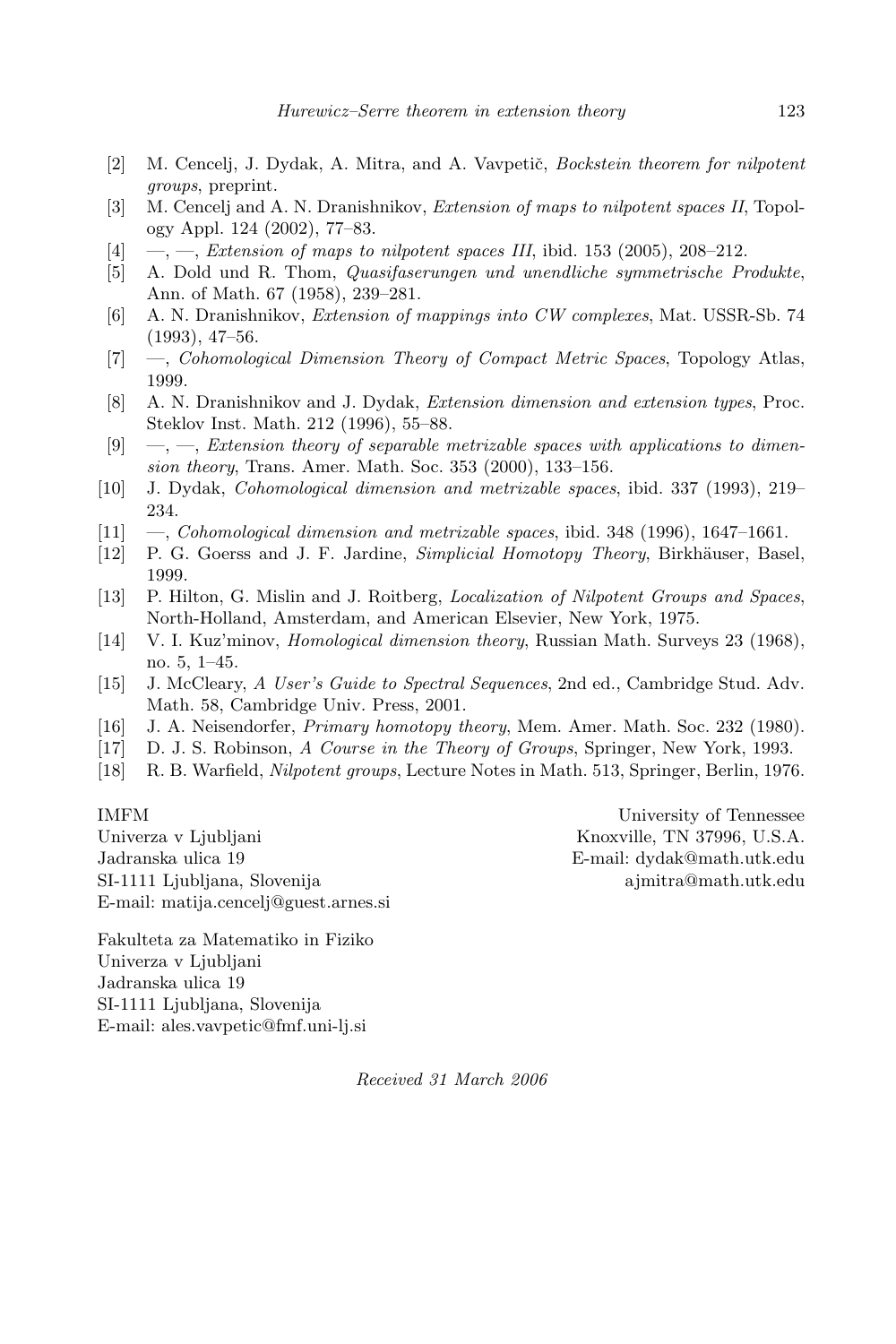[2] M. Cencelj, J. Dydak, A. Mitra, and A. Vavpetič, *Bockstein theorem for nilpotent groups*, preprint.

[3] M. Cencelj and A. N. Dranishnikov, *Extension of maps to nilpotent spaces II*, Topology Appl. 124 (2002), 77–83.

[4] —, —, *Extension of maps to nilpotent spaces III*, ibid. 153 (2005), 208–212.

[5] A. Dold und R. Thom, *Quasifaserungen und unendliche symmetrische Produkte*, Ann. of Math. 67 (1958), 239–281.

[6] A. N. Dranishnikov, *Extension of mappings into CW complexes*, Mat. USSR-Sb. 74 (1993), 47–56.

[7] —, *Cohomological Dimension Theory of Compact Metric Spaces*, Topology Atlas, 1999.

[8] A. N. Dranishnikov and J. Dydak, *Extension dimension and extension types*, Proc. Steklov Inst. Math. 212 (1996), 55–88.

[9] —, —, *Extension theory of separable metrizable spaces with applications to dimension theory*, Trans. Amer. Math. Soc. 353 (2000), 133–156.

[10] J. Dydak, *Cohomological dimension and metrizable spaces*, ibid. 337 (1993), 219–234.

[11] —, *Cohomological dimension and metrizable spaces*, ibid. 348 (1996), 1647–1661.

[12] P. G. Goerss and J. F. Jardine, *Simplicial Homotopy Theory*, Birkhäuser, Basel, 1999.

[13] P. Hilton, G. Mislin and J. Roitberg, *Localization of Nilpotent Groups and Spaces*, North-Holland, Amsterdam, and American Elsevier, New York, 1975.

[14] V. I. Kuz'minov, *Homological dimension theory*, Russian Math. Surveys 23 (1968), no. 5, 1–45.

[15] J. McCleary, *A User's Guide to Spectral Sequences*, 2nd ed., Cambridge Stud. Adv. Math. 58, Cambridge Univ. Press, 2001.

[16] J. A. Neisendorfer, *Primary homotopy theory*, Mem. Amer. Math. Soc. 232 (1980).

[17] D. J. S. Robinson, *A Course in the Theory of Groups*, Springer, New York, 1993.

[18] R. B. Warfield, *Nilpotent groups*, Lecture Notes in Math. 513, Springer, Berlin, 1976.

IMFM
Univerza v Ljubljani
Jadranska ulica 19
SI-1111 Ljubljana, Slovenija
E-mail: matija.cencelj@guest.arnes.si

University of Tennessee
Knoxville, TN 37996, U.S.A.
E-mail: dydak@math.utk.edu
ajmitra@math.utk.edu

Fakulteta za Matematiko in Fiziko
Univerza v Ljubljani
Jadranska ulica 19
SI-1111 Ljubljana, Slovenija
E-mail: ales.vavpetic@fmf.uni-lj.si

*Received 31 March 2006*